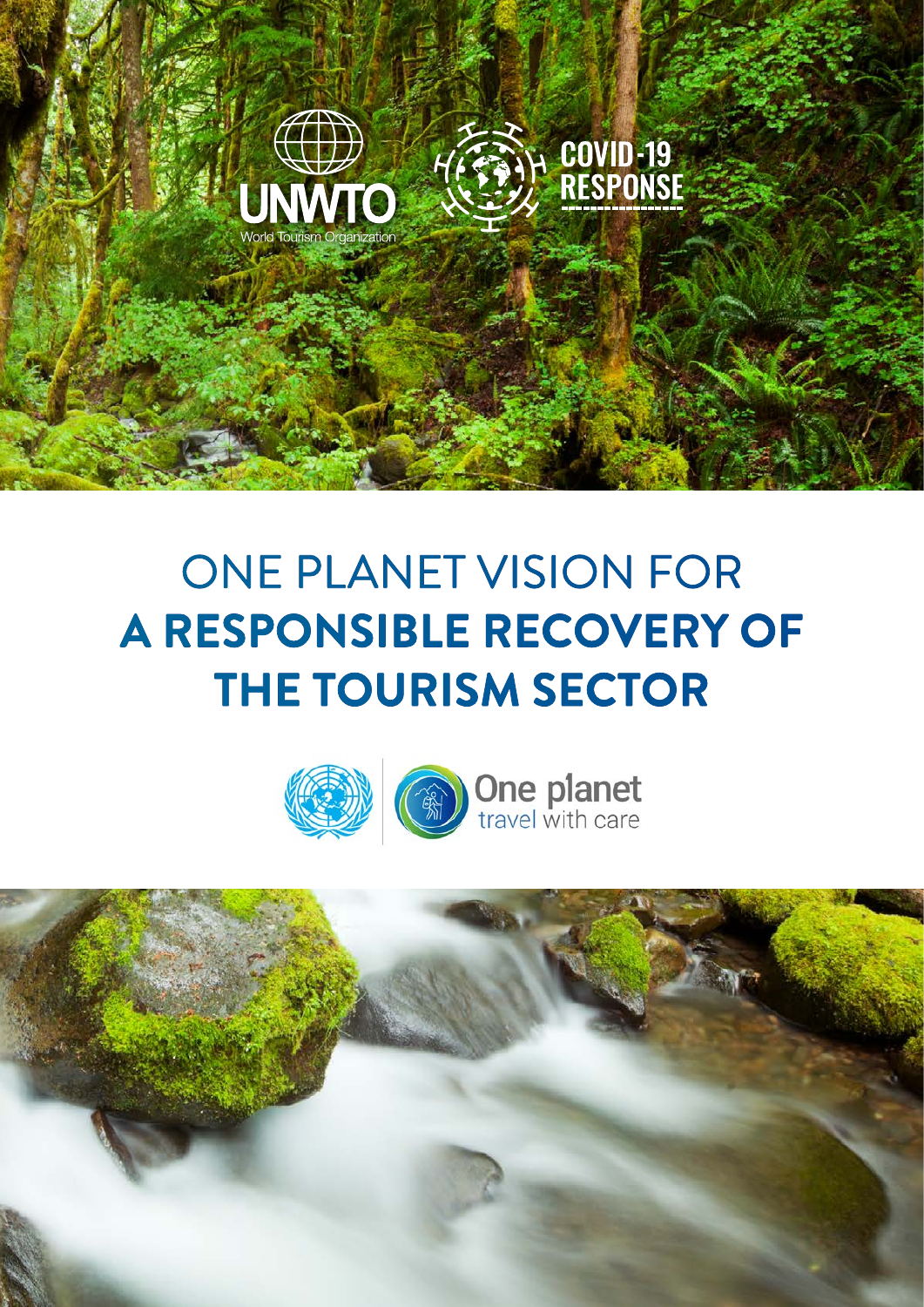UNWTO

World Tourism Organization

COVID-19 RESPONSE

# ONE PLANET VISION FOR **A RESPONSIBLE RECOVERY OF THE TOURISM SECTOR**

One planet
travel with care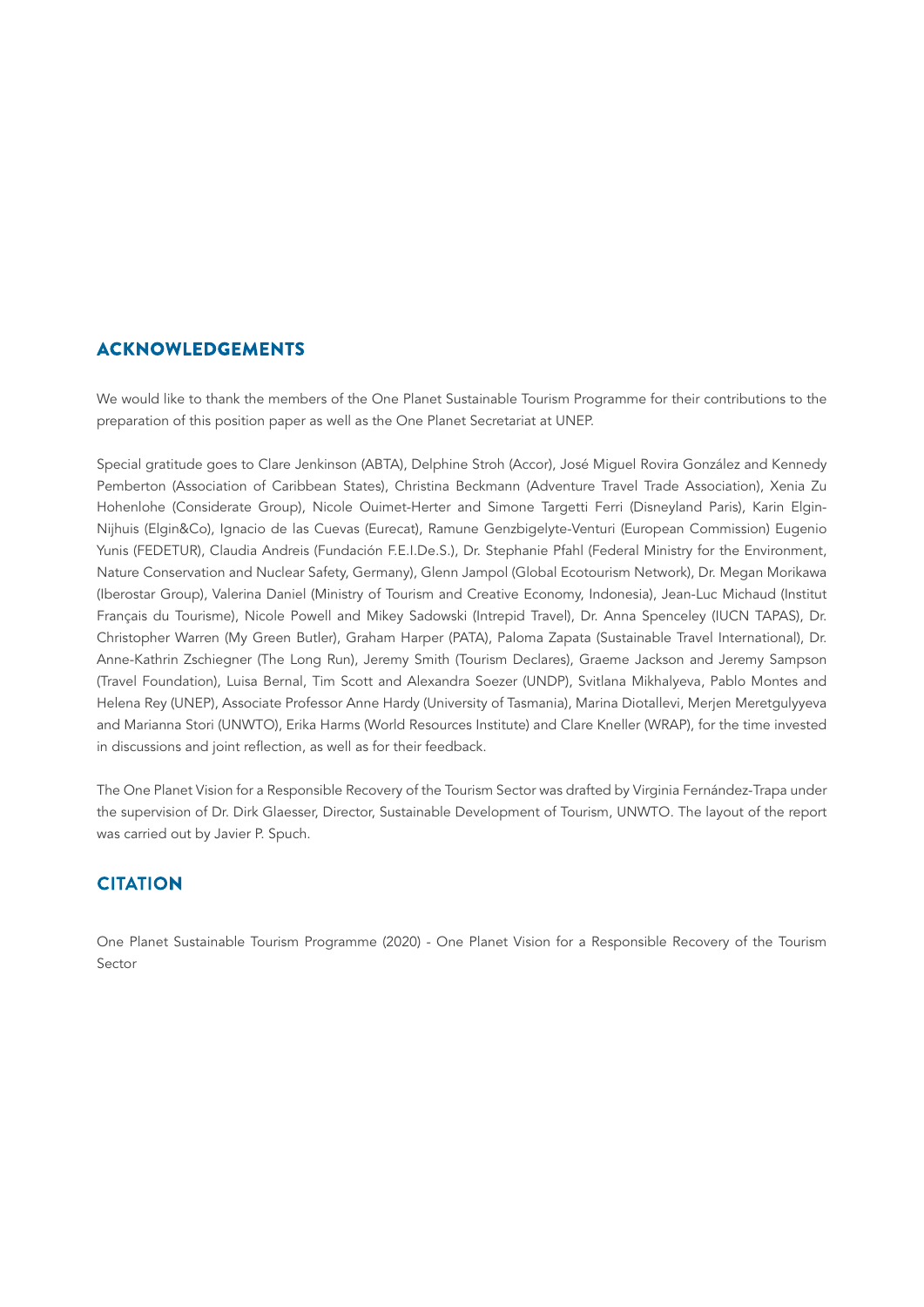## ACKNOWLEDGEMENTS

We would like to thank the members of the One Planet Sustainable Tourism Programme for their contributions to the preparation of this position paper as well as the One Planet Secretariat at UNEP.

Special gratitude goes to Clare Jenkinson (ABTA), Delphine Stroh (Accor), José Miguel Rovira González and Kennedy Pemberton (Association of Caribbean States), Christina Beckmann (Adventure Travel Trade Association), Xenia Zu Hohenlohe (Considerate Group), Nicole Ouimet-Herter and Simone Targetti Ferri (Disneyland Paris), Karin Elgin-Nijhuis (Elgin&Co), Ignacio de las Cuevas (Eurecat), Ramune Genzbigelyte-Venturi (European Commission) Eugenio Yunis (FEDETUR), Claudia Andreis (Fundación F.E.I.De.S.), Dr. Stephanie Pfahl (Federal Ministry for the Environment, Nature Conservation and Nuclear Safety, Germany), Glenn Jampol (Global Ecotourism Network), Dr. Megan Morikawa (Iberostar Group), Valerina Daniel (Ministry of Tourism and Creative Economy, Indonesia), Jean-Luc Michaud (Institut Français du Tourisme), Nicole Powell and Mikey Sadowski (Intrepid Travel), Dr. Anna Spenceley (IUCN TAPAS), Dr. Christopher Warren (My Green Butler), Graham Harper (PATA), Paloma Zapata (Sustainable Travel International), Dr. Anne-Kathrin Zschiegner (The Long Run), Jeremy Smith (Tourism Declares), Graeme Jackson and Jeremy Sampson (Travel Foundation), Luisa Bernal, Tim Scott and Alexandra Soezer (UNDP), Svitlana Mikhalyeva, Pablo Montes and Helena Rey (UNEP), Associate Professor Anne Hardy (University of Tasmania), Marina Diotallevi, Merjen Meretgulyyeva and Marianna Stori (UNWTO), Erika Harms (World Resources Institute) and Clare Kneller (WRAP), for the time invested in discussions and joint reflection, as well as for their feedback.

The One Planet Vision for a Responsible Recovery of the Tourism Sector was drafted by Virginia Fernández-Trapa under the supervision of Dr. Dirk Glaesser, Director, Sustainable Development of Tourism, UNWTO. The layout of the report was carried out by Javier P. Spuch.

## CITATION

One Planet Sustainable Tourism Programme (2020) - One Planet Vision for a Responsible Recovery of the Tourism Sector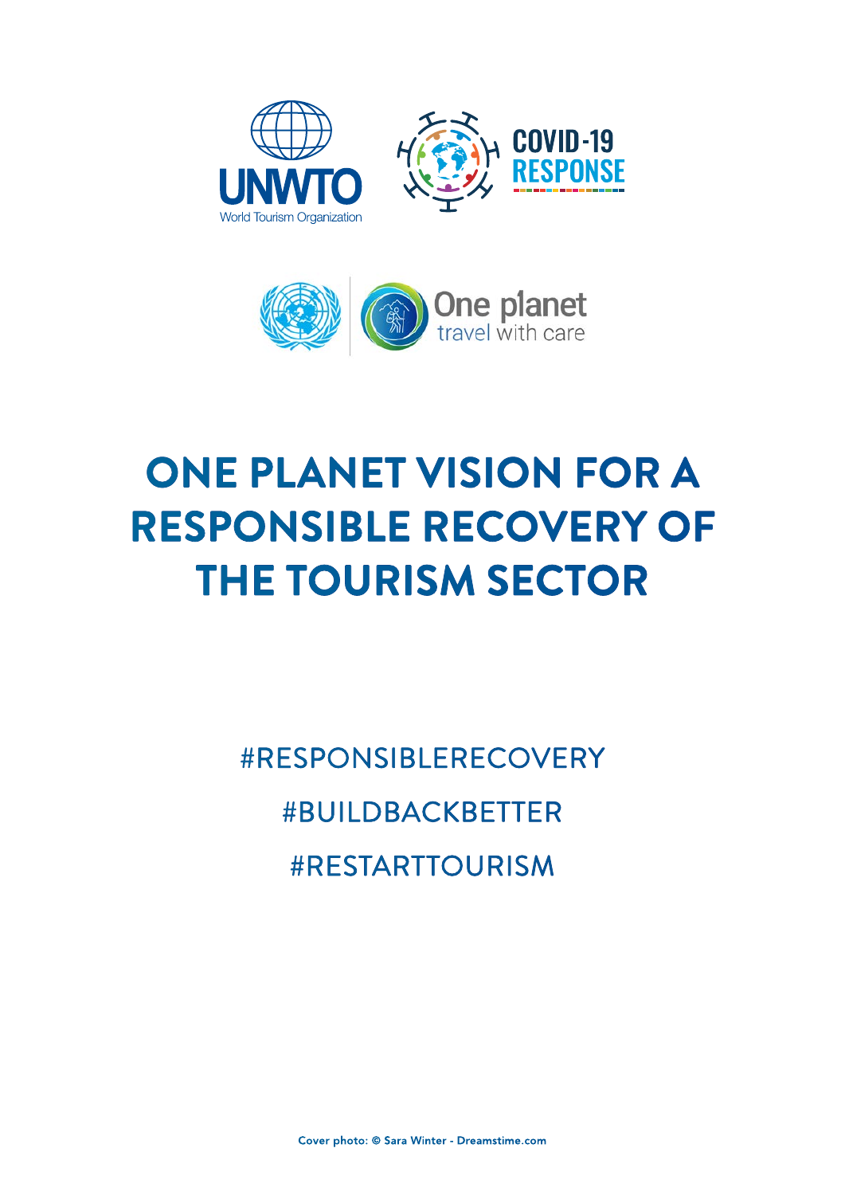UNWTO
World Tourism Organization

COVID-19
RESPONSE

One planet
travel with care

# ONE PLANET VISION FOR A RESPONSIBLE RECOVERY OF THE TOURISM SECTOR

#RESPONSIBLERECOVERY

#BUILDBACKBETTER

#RESTARTTOURISM

Cover photo: © Sara Winter - Dreamstime.com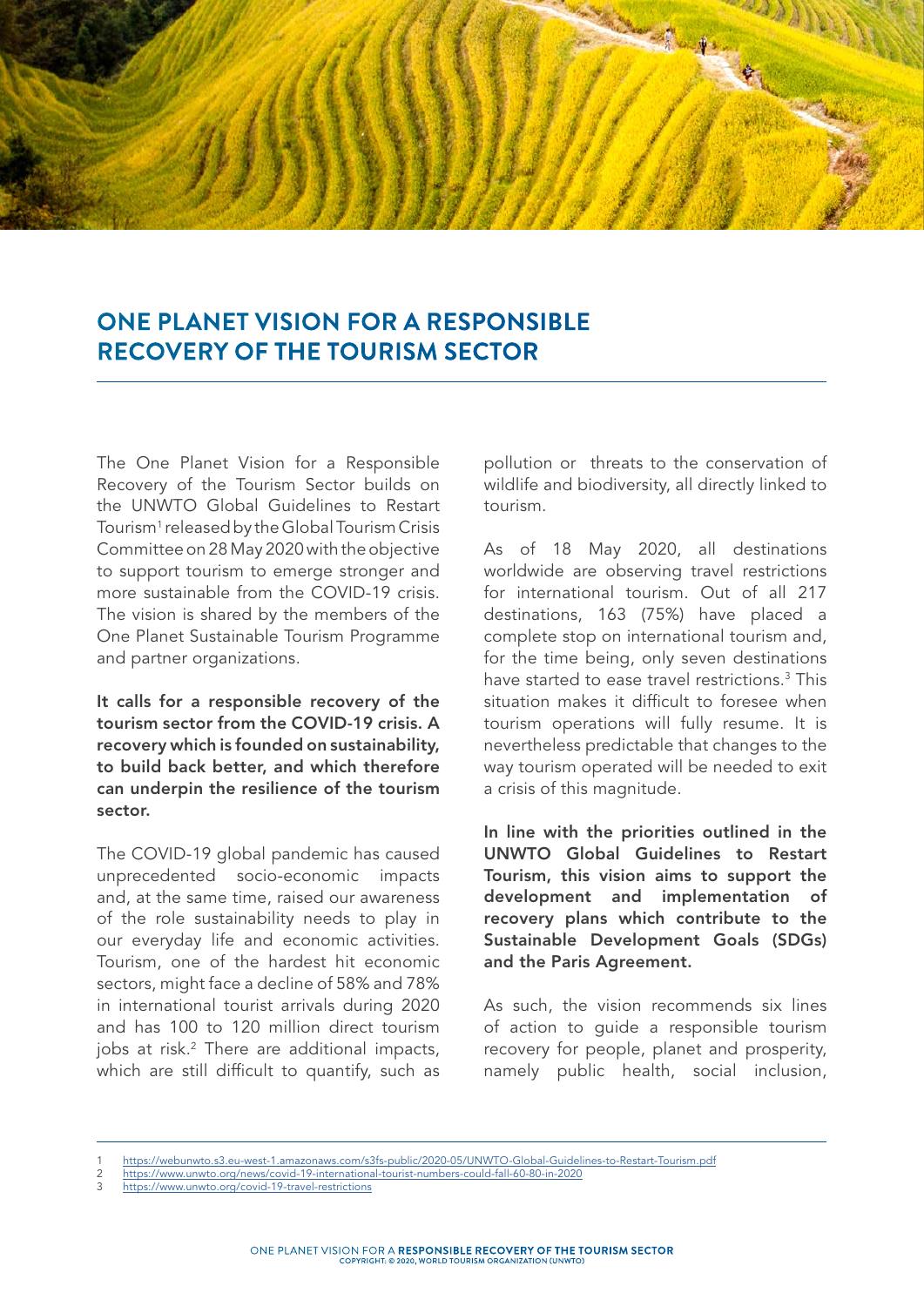# ONE PLANET VISION FOR A RESPONSIBLE RECOVERY OF THE TOURISM SECTOR

The One Planet Vision for a Responsible Recovery of the Tourism Sector builds on the UNWTO Global Guidelines to Restart Tourism[1] released by the Global Tourism Crisis Committee on 28 May 2020 with the objective to support tourism to emerge stronger and more sustainable from the COVID-19 crisis. The vision is shared by the members of the One Planet Sustainable Tourism Programme and partner organizations.

**It calls for a responsible recovery of the tourism sector from the COVID-19 crisis. A recovery which is founded on sustainability, to build back better, and which therefore can underpin the resilience of the tourism sector.**

The COVID-19 global pandemic has caused unprecedented socio-economic impacts and, at the same time, raised our awareness of the role sustainability needs to play in our everyday life and economic activities. Tourism, one of the hardest hit economic sectors, might face a decline of 58% and 78% in international tourist arrivals during 2020 and has 100 to 120 million direct tourism jobs at risk.[2] There are additional impacts, which are still difficult to quantify, such as pollution or threats to the conservation of wildlife and biodiversity, all directly linked to tourism.

As of 18 May 2020, all destinations worldwide are observing travel restrictions for international tourism. Out of all 217 destinations, 163 (75%) have placed a complete stop on international tourism and, for the time being, only seven destinations have started to ease travel restrictions.[3] This situation makes it difficult to foresee when tourism operations will fully resume. It is nevertheless predictable that changes to the way tourism operated will be needed to exit a crisis of this magnitude.

**In line with the priorities outlined in the UNWTO Global Guidelines to Restart Tourism, this vision aims to support the development and implementation of recovery plans which contribute to the Sustainable Development Goals (SDGs) and the Paris Agreement.**

As such, the vision recommends six lines of action to guide a responsible tourism recovery for people, planet and prosperity, namely public health, social inclusion,

---

1 https://webunwto.s3.eu-west-1.amazonaws.com/s3fs-public/2020-05/UNWTO-Global-Guidelines-to-Restart-Tourism.pdf
2 https://www.unwto.org/news/covid-19-international-tourist-numbers-could-fall-60-80-in-2020
3 https://www.unwto.org/covid-19-travel-restrictions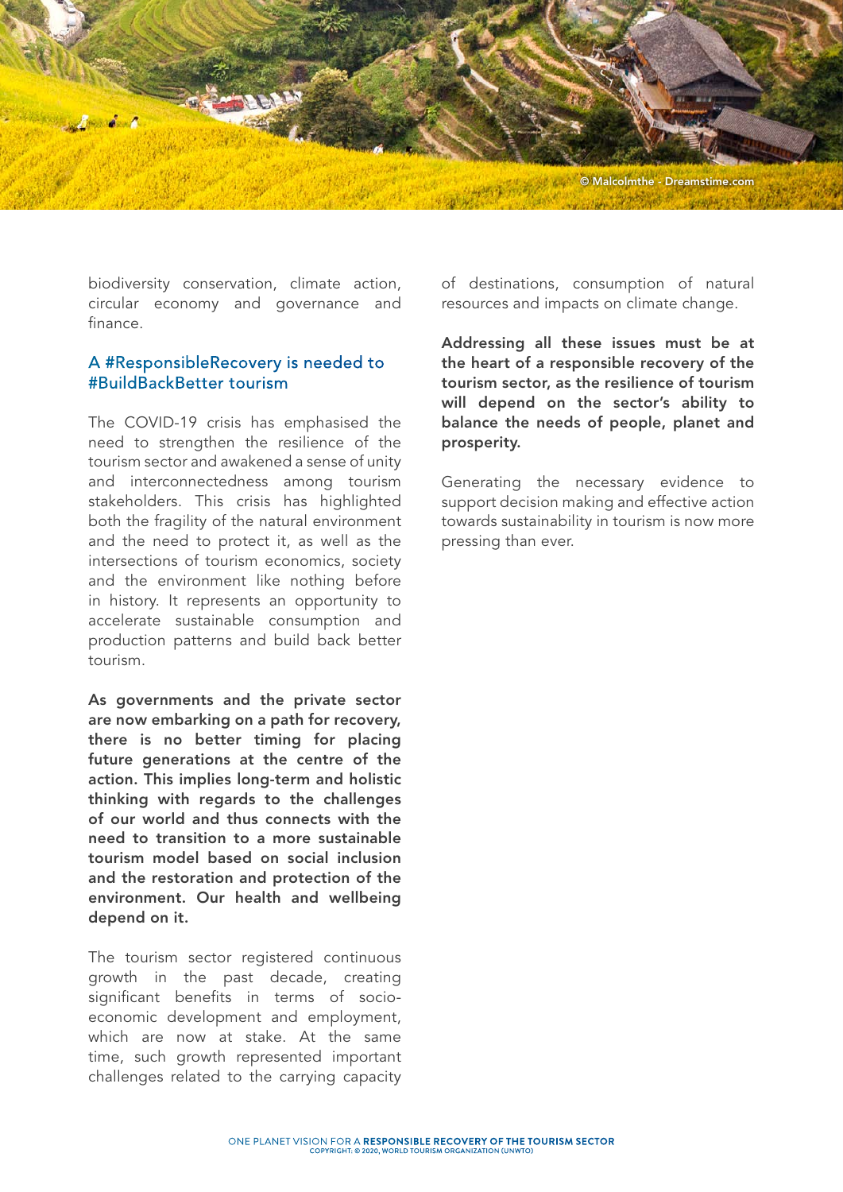biodiversity conservation, climate action, circular economy and governance and finance.

## A #ResponsibleRecovery is needed to #BuildBackBetter tourism

The COVID-19 crisis has emphasised the need to strengthen the resilience of the tourism sector and awakened a sense of unity and interconnectedness among tourism stakeholders. This crisis has highlighted both the fragility of the natural environment and the need to protect it, as well as the intersections of tourism economics, society and the environment like nothing before in history. It represents an opportunity to accelerate sustainable consumption and production patterns and build back better tourism.

**As governments and the private sector are now embarking on a path for recovery, there is no better timing for placing future generations at the centre of the action. This implies long-term and holistic thinking with regards to the challenges of our world and thus connects with the need to transition to a more sustainable tourism model based on social inclusion and the restoration and protection of the environment. Our health and wellbeing depend on it.**

The tourism sector registered continuous growth in the past decade, creating significant benefits in terms of socio-economic development and employment, which are now at stake. At the same time, such growth represented important challenges related to the carrying capacity of destinations, consumption of natural resources and impacts on climate change.

**Addressing all these issues must be at the heart of a responsible recovery of the tourism sector, as the resilience of tourism will depend on the sector's ability to balance the needs of people, planet and prosperity.**

Generating the necessary evidence to support decision making and effective action towards sustainability in tourism is now more pressing than ever.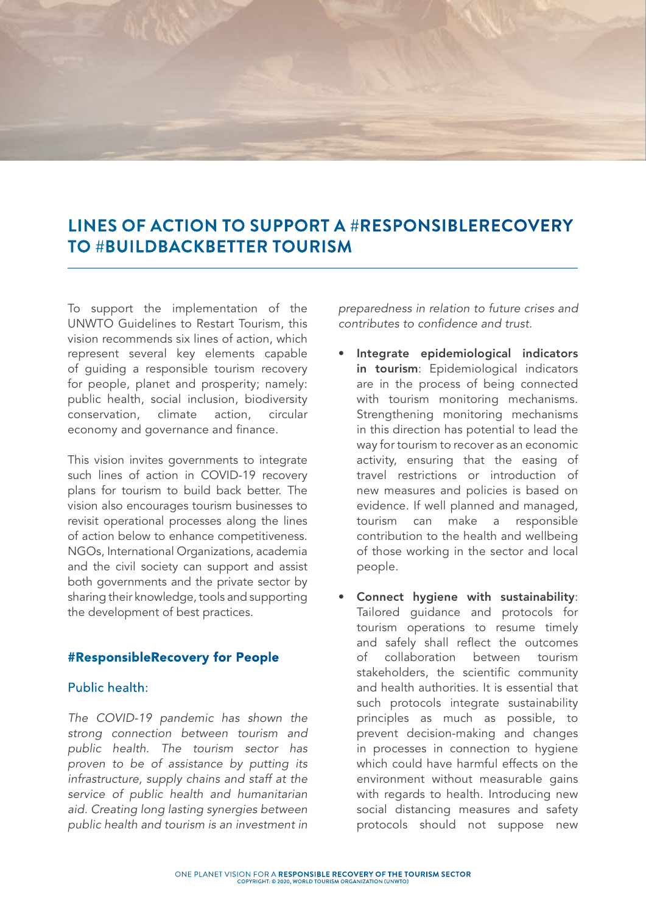## LINES OF ACTION TO SUPPORT A #RESPONSIBLERECOVERY TO #BUILDBACKBETTER TOURISM

To support the implementation of the UNWTO Guidelines to Restart Tourism, this vision recommends six lines of action, which represent several key elements capable of guiding a responsible tourism recovery for people, planet and prosperity; namely: public health, social inclusion, biodiversity conservation, climate action, circular economy and governance and finance.

This vision invites governments to integrate such lines of action in COVID-19 recovery plans for tourism to build back better. The vision also encourages tourism businesses to revisit operational processes along the lines of action below to enhance competitiveness. NGOs, International Organizations, academia and the civil society can support and assist both governments and the private sector by sharing their knowledge, tools and supporting the development of best practices.

### #ResponsibleRecovery for People

#### Public health:

*The COVID-19 pandemic has shown the strong connection between tourism and public health. The tourism sector has proven to be of assistance by putting its infrastructure, supply chains and staff at the service of public health and humanitarian aid. Creating long lasting synergies between public health and tourism is an investment in preparedness in relation to future crises and contributes to confidence and trust.*

- **Integrate epidemiological indicators in tourism**: Epidemiological indicators are in the process of being connected with tourism monitoring mechanisms. Strengthening monitoring mechanisms in this direction has potential to lead the way for tourism to recover as an economic activity, ensuring that the easing of travel restrictions or introduction of new measures and policies is based on evidence. If well planned and managed, tourism can make a responsible contribution to the health and wellbeing of those working in the sector and local people.

- **Connect hygiene with sustainability**: Tailored guidance and protocols for tourism operations to resume timely and safely shall reflect the outcomes of collaboration between tourism stakeholders, the scientific community and health authorities. It is essential that such protocols integrate sustainability principles as much as possible, to prevent decision-making and changes in processes in connection to hygiene which could have harmful effects on the environment without measurable gains with regards to health. Introducing new social distancing measures and safety protocols should not suppose new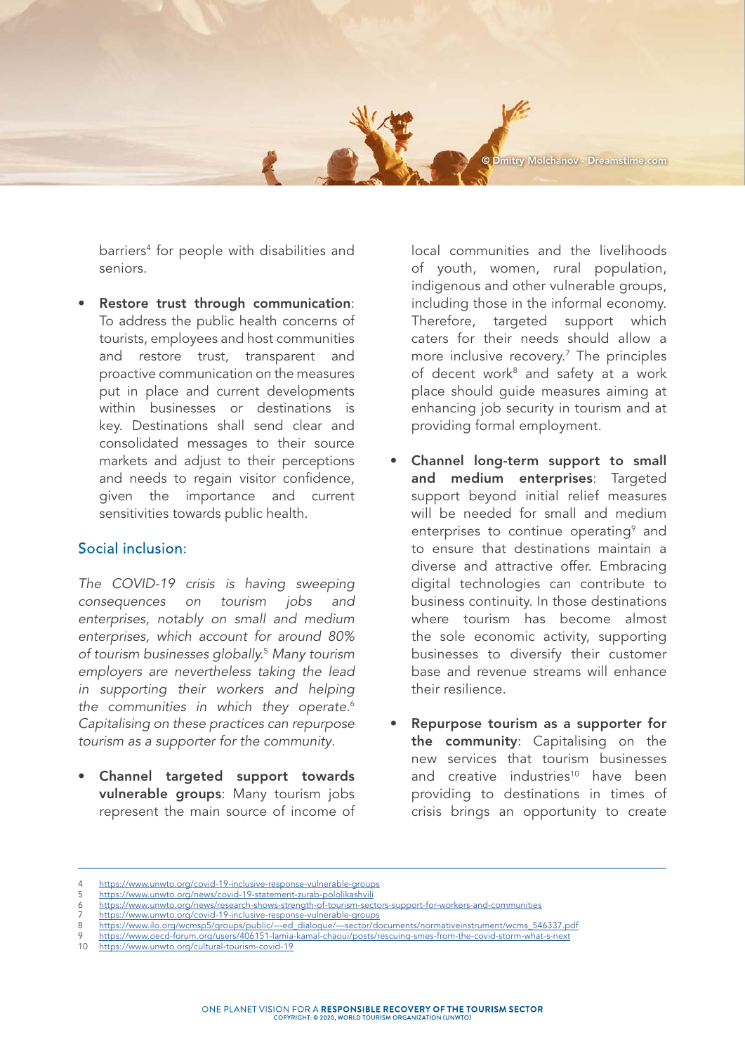barriers[4] for people with disabilities and seniors.

- **Restore trust through communication**: To address the public health concerns of tourists, employees and host communities and restore trust, transparent and proactive communication on the measures put in place and current developments within businesses or destinations is key. Destinations shall send clear and consolidated messages to their source markets and adjust to their perceptions and needs to regain visitor confidence, given the importance and current sensitivities towards public health.

## Social inclusion:

*The COVID-19 crisis is having sweeping consequences on tourism jobs and enterprises, notably on small and medium enterprises, which account for around 80% of tourism businesses globally.*[5] *Many tourism employers are nevertheless taking the lead in supporting their workers and helping the communities in which they operate.*[6] *Capitalising on these practices can repurpose tourism as a supporter for the community.*

- **Channel targeted support towards vulnerable groups**: Many tourism jobs represent the main source of income of local communities and the livelihoods of youth, women, rural population, indigenous and other vulnerable groups, including those in the informal economy. Therefore, targeted support which caters for their needs should allow a more inclusive recovery.[7] The principles of decent work[8] and safety at a work place should guide measures aiming at enhancing job security in tourism and at providing formal employment.

- **Channel long-term support to small and medium enterprises**: Targeted support beyond initial relief measures will be needed for small and medium enterprises to continue operating[9] and to ensure that destinations maintain a diverse and attractive offer. Embracing digital technologies can contribute to business continuity. In those destinations where tourism has become almost the sole economic activity, supporting businesses to diversify their customer base and revenue streams will enhance their resilience.

- **Repurpose tourism as a supporter for the community**: Capitalising on the new services that tourism businesses and creative industries[10] have been providing to destinations in times of crisis brings an opportunity to create

---

4 https://www.unwto.org/covid-19-inclusive-response-vulnerable-groups
5 https://www.unwto.org/news/covid-19-statement-zurab-pololikashvili
6 https://www.unwto.org/news/research-shows-strength-of-tourism-sectors-support-for-workers-and-communities
7 https://www.unwto.org/covid-19-inclusive-response-vulnerable-groups
8 https://www.ilo.org/wcmsp5/groups/public/---ed_dialogue/---sector/documents/normativeinstrument/wcms_546337.pdf
9 https://www.oecd-forum.org/users/406151-lamia-kamal-chaoui/posts/rescuing-smes-from-the-covid-storm-what-s-next
10 https://www.unwto.org/cultural-tourism-covid-19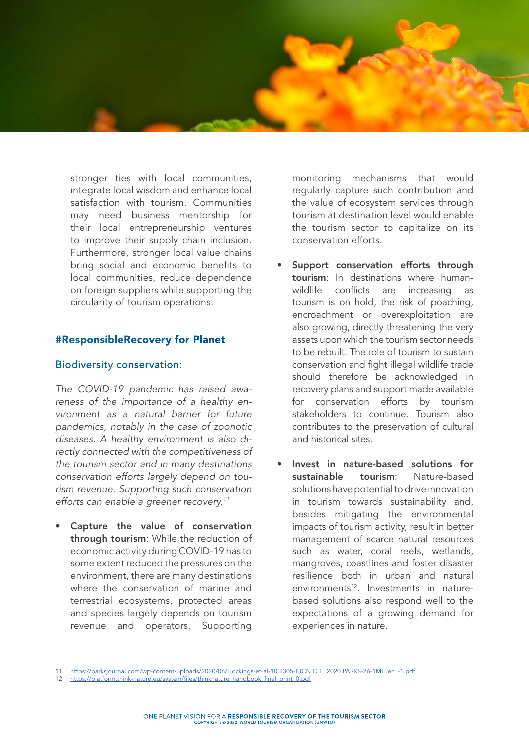stronger ties with local communities, integrate local wisdom and enhance local satisfaction with tourism. Communities may need business mentorship for their local entrepreneurship ventures to improve their supply chain inclusion. Furthermore, stronger local value chains bring social and economic benefits to local communities, reduce dependence on foreign suppliers while supporting the circularity of tourism operations.

## #ResponsibleRecovery for Planet

### Biodiversity conservation:

*The COVID-19 pandemic has raised awareness of the importance of a healthy environment as a natural barrier for future pandemics, notably in the case of zoonotic diseases. A healthy environment is also directly connected with the competitiveness of the tourism sector and in many destinations conservation efforts largely depend on tourism revenue. Supporting such conservation efforts can enable a greener recovery.*[11]

- **Capture the value of conservation through tourism**: While the reduction of economic activity during COVID-19 has to some extent reduced the pressures on the environment, there are many destinations where the conservation of marine and terrestrial ecosystems, protected areas and species largely depends on tourism revenue and operators. Supporting monitoring mechanisms that would regularly capture such contribution and the value of ecosystem services through tourism at destination level would enable the tourism sector to capitalize on its conservation efforts.

- **Support conservation efforts through tourism**: In destinations where human-wildlife conflicts are increasing as tourism is on hold, the risk of poaching, encroachment or overexploitation are also growing, directly threatening the very assets upon which the tourism sector needs to be rebuilt. The role of tourism to sustain conservation and fight illegal wildlife trade should therefore be acknowledged in recovery plans and support made available for conservation efforts by tourism stakeholders to continue. Tourism also contributes to the preservation of cultural and historical sites.

- **Invest in nature-based solutions for sustainable tourism**: Nature-based solutions have potential to drive innovation in tourism towards sustainability and, besides mitigating the environmental impacts of tourism activity, result in better management of scarce natural resources such as water, coral reefs, wetlands, mangroves, coastlines and foster disaster resilience both in urban and natural environments[12]. Investments in nature-based solutions also respond well to the expectations of a growing demand for experiences in nature.

---

11 https://parksjournal.com/wp-content/uploads/2020/06/Hockings-et-al-10.2305-IUCN.CH_.2020.PARKS-26-1MH.en_-1.pdf
12 https://platform.think-nature.eu/system/files/thinknature_handbook_final_print_0.pdf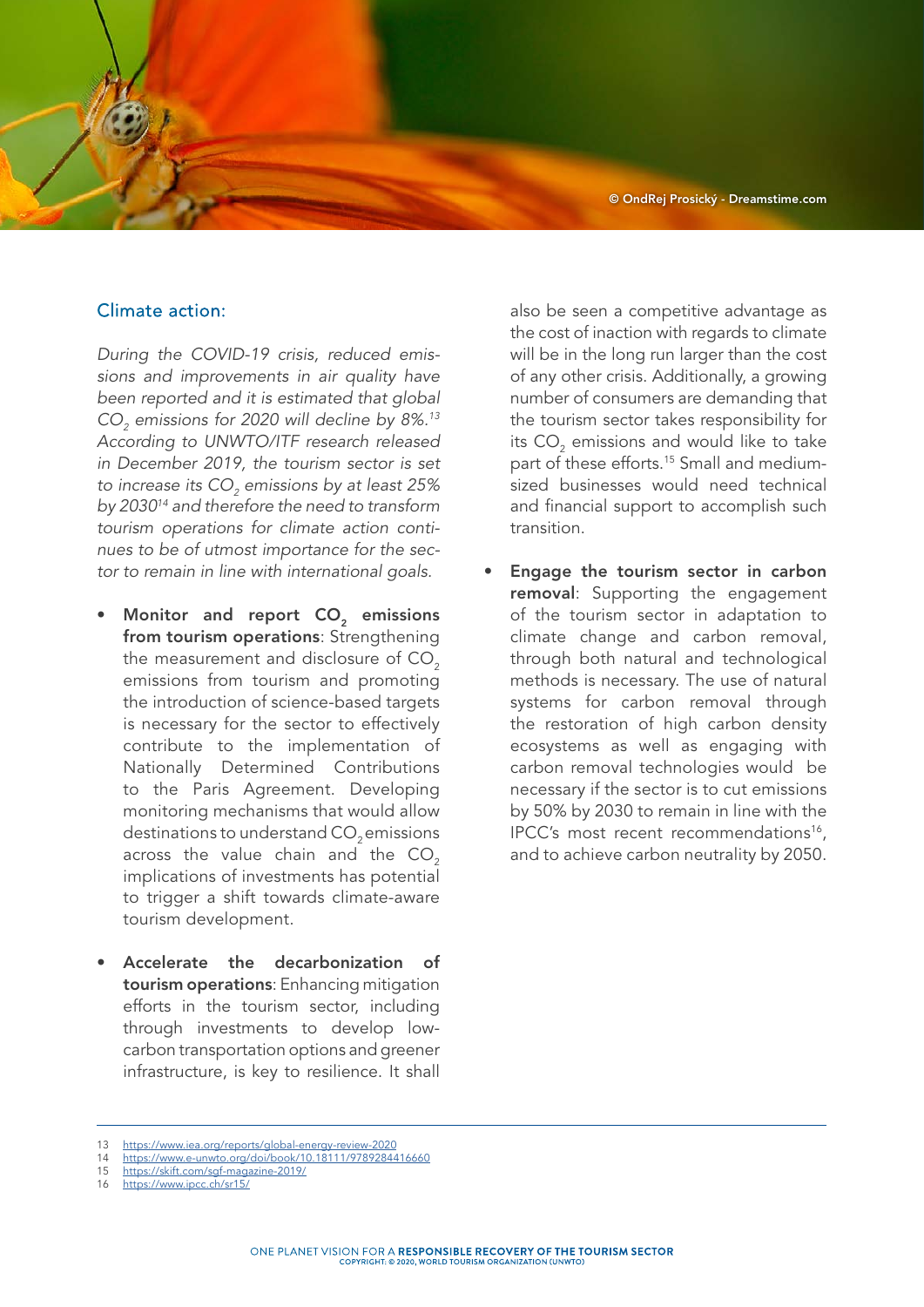## Climate action:

*During the COVID-19 crisis, reduced emissions and improvements in air quality have been reported and it is estimated that global $CO_2$ emissions for 2020 will decline by 8%.[13] According to UNWTO/ITF research released in December 2019, the tourism sector is set to increase its $CO_2$ emissions by at least 25% by 2030[14] and therefore the need to transform tourism operations for climate action continues to be of utmost importance for the sector to remain in line with international goals.*

- **Monitor and report $CO_2$ emissions from tourism operations**: Strengthening the measurement and disclosure of $CO_2$ emissions from tourism and promoting the introduction of science-based targets is necessary for the sector to effectively contribute to the implementation of Nationally Determined Contributions to the Paris Agreement. Developing monitoring mechanisms that would allow destinations to understand $CO_2$ emissions across the value chain and the $CO_2$ implications of investments has potential to trigger a shift towards climate-aware tourism development.

- **Accelerate the decarbonization of tourism operations**: Enhancing mitigation efforts in the tourism sector, including through investments to develop low-carbon transportation options and greener infrastructure, is key to resilience. It shall also be seen a competitive advantage as the cost of inaction with regards to climate will be in the long run larger than the cost of any other crisis. Additionally, a growing number of consumers are demanding that the tourism sector takes responsibility for its $CO_2$ emissions and would like to take part of these efforts.[15] Small and medium-sized businesses would need technical and financial support to accomplish such transition.

- **Engage the tourism sector in carbon removal**: Supporting the engagement of the tourism sector in adaptation to climate change and carbon removal, through both natural and technological methods is necessary. The use of natural systems for carbon removal through the restoration of high carbon density ecosystems as well as engaging with carbon removal technologies would be necessary if the sector is to cut emissions by 50% by 2030 to remain in line with the IPCC's most recent recommendations[16], and to achieve carbon neutrality by 2050.

---

13 https://www.iea.org/reports/global-energy-review-2020
14 https://www.e-unwto.org/doi/book/10.18111/9789284416660
15 https://skift.com/sgf-magazine-2019/
16 https://www.ipcc.ch/sr15/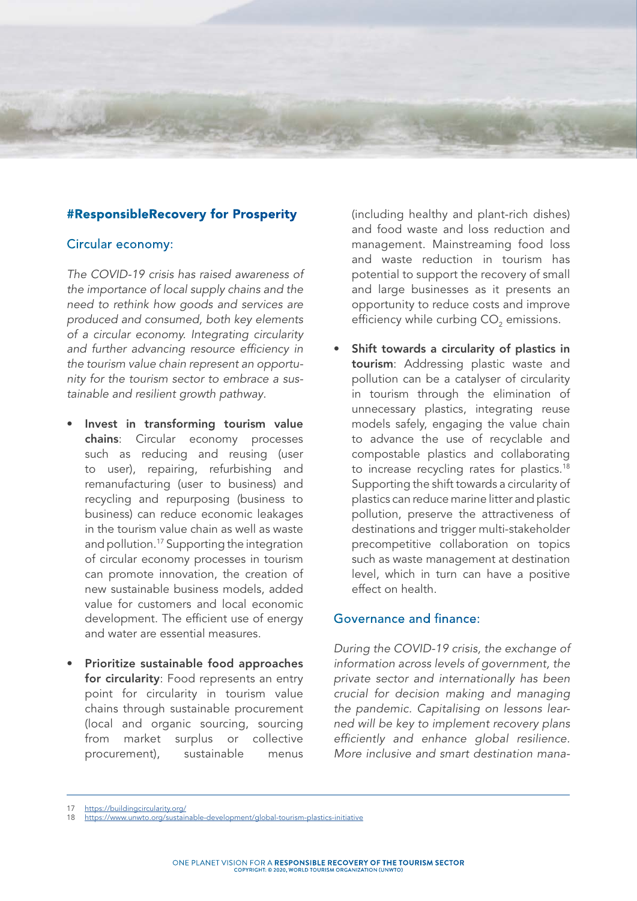## #ResponsibleRecovery for Prosperity

### Circular economy:

*The COVID-19 crisis has raised awareness of the importance of local supply chains and the need to rethink how goods and services are produced and consumed, both key elements of a circular economy. Integrating circularity and further advancing resource efficiency in the tourism value chain represent an opportunity for the tourism sector to embrace a sustainable and resilient growth pathway.*

- **Invest in transforming tourism value chains**: Circular economy processes such as reducing and reusing (user to user), repairing, refurbishing and remanufacturing (user to business) and recycling and repurposing (business to business) can reduce economic leakages in the tourism value chain as well as waste and pollution.[17] Supporting the integration of circular economy processes in tourism can promote innovation, the creation of new sustainable business models, added value for customers and local economic development. The efficient use of energy and water are essential measures.

- **Prioritize sustainable food approaches for circularity**: Food represents an entry point for circularity in tourism value chains through sustainable procurement (local and organic sourcing, sourcing from market surplus or collective procurement), sustainable menus (including healthy and plant-rich dishes) and food waste and loss reduction and management. Mainstreaming food loss and waste reduction in tourism has potential to support the recovery of small and large businesses as it presents an opportunity to reduce costs and improve efficiency while curbing $CO_2$ emissions.

- **Shift towards a circularity of plastics in tourism**: Addressing plastic waste and pollution can be a catalyser of circularity in tourism through the elimination of unnecessary plastics, integrating reuse models safely, engaging the value chain to advance the use of recyclable and compostable plastics and collaborating to increase recycling rates for plastics.[18] Supporting the shift towards a circularity of plastics can reduce marine litter and plastic pollution, preserve the attractiveness of destinations and trigger multi-stakeholder precompetitive collaboration on topics such as waste management at destination level, which in turn can have a positive effect on health.

### Governance and finance:

*During the COVID-19 crisis, the exchange of information across levels of government, the private sector and internationally has been crucial for decision making and managing the pandemic. Capitalising on lessons learned will be key to implement recovery plans efficiently and enhance global resilience. More inclusive and smart destination mana-*

---

17 https://buildingcircularity.org/
18 https://www.unwto.org/sustainable-development/global-tourism-plastics-initiative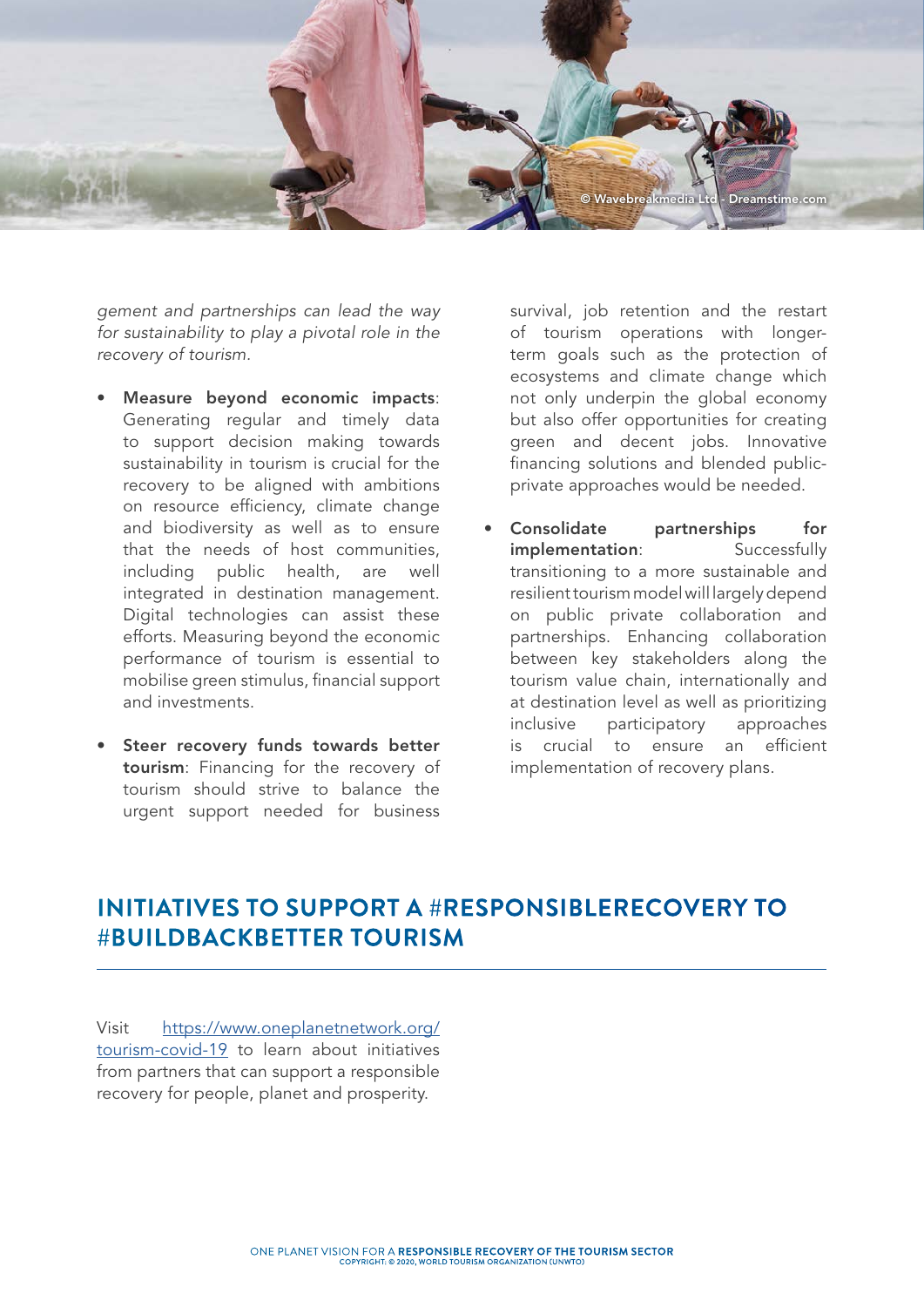*gement and partnerships can lead the way for sustainability to play a pivotal role in the recovery of tourism.*

- **Measure beyond economic impacts**: Generating regular and timely data to support decision making towards sustainability in tourism is crucial for the recovery to be aligned with ambitions on resource efficiency, climate change and biodiversity as well as to ensure that the needs of host communities, including public health, are well integrated in destination management. Digital technologies can assist these efforts. Measuring beyond the economic performance of tourism is essential to mobilise green stimulus, financial support and investments.

- **Steer recovery funds towards better tourism**: Financing for the recovery of tourism should strive to balance the urgent support needed for business survival, job retention and the restart of tourism operations with longer-term goals such as the protection of ecosystems and climate change which not only underpin the global economy but also offer opportunities for creating green and decent jobs. Innovative financing solutions and blended public-private approaches would be needed.

- **Consolidate partnerships for implementation**: Successfully transitioning to a more sustainable and resilient tourism model will largely depend on public private collaboration and partnerships. Enhancing collaboration between key stakeholders along the tourism value chain, internationally and at destination level as well as prioritizing inclusive participatory approaches is crucial to ensure an efficient implementation of recovery plans.

## INITIATIVES TO SUPPORT A #RESPONSIBLERECOVERY TO #BUILDBACKBETTER TOURISM

Visit [https://www.oneplanetnetwork.org/tourism-covid-19](https://www.oneplanetnetwork.org/tourism-covid-19) to learn about initiatives from partners that can support a responsible recovery for people, planet and prosperity.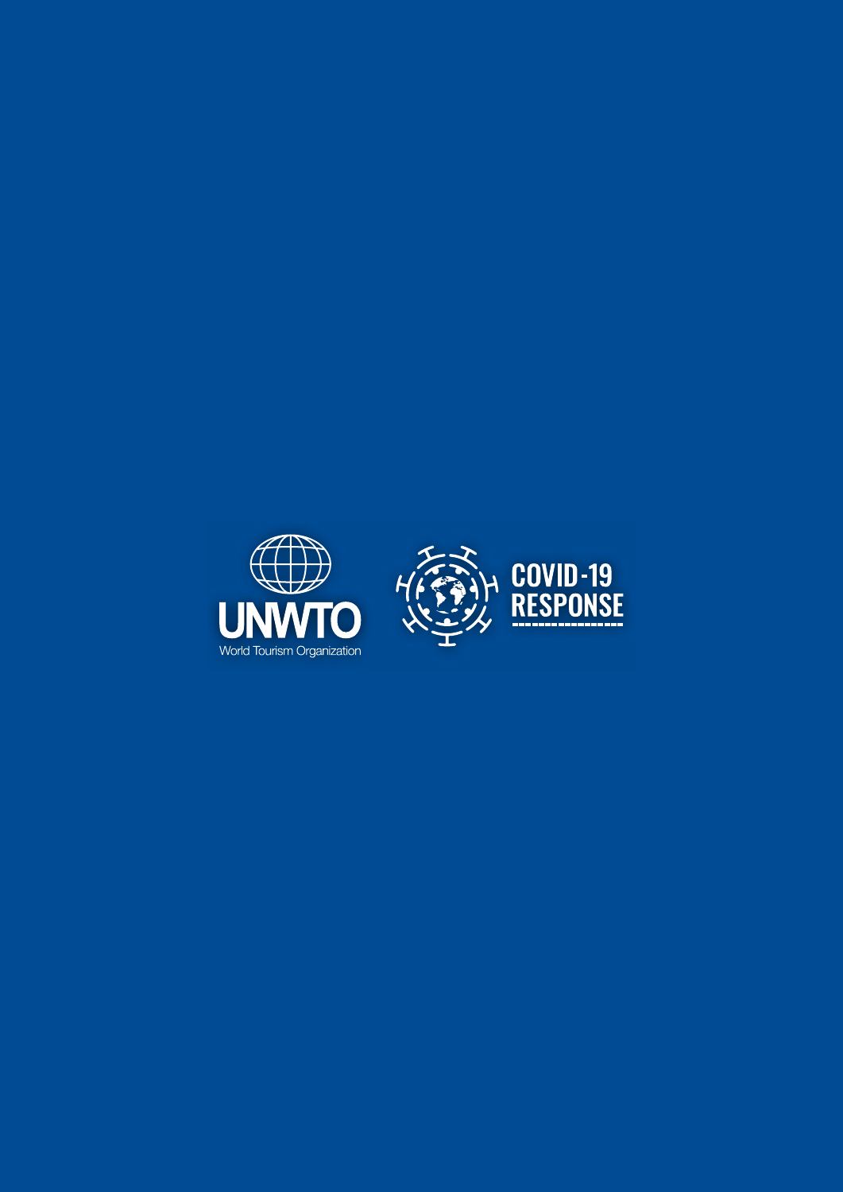UNWTO

World Tourism Organization

COVID-19

RESPONSE